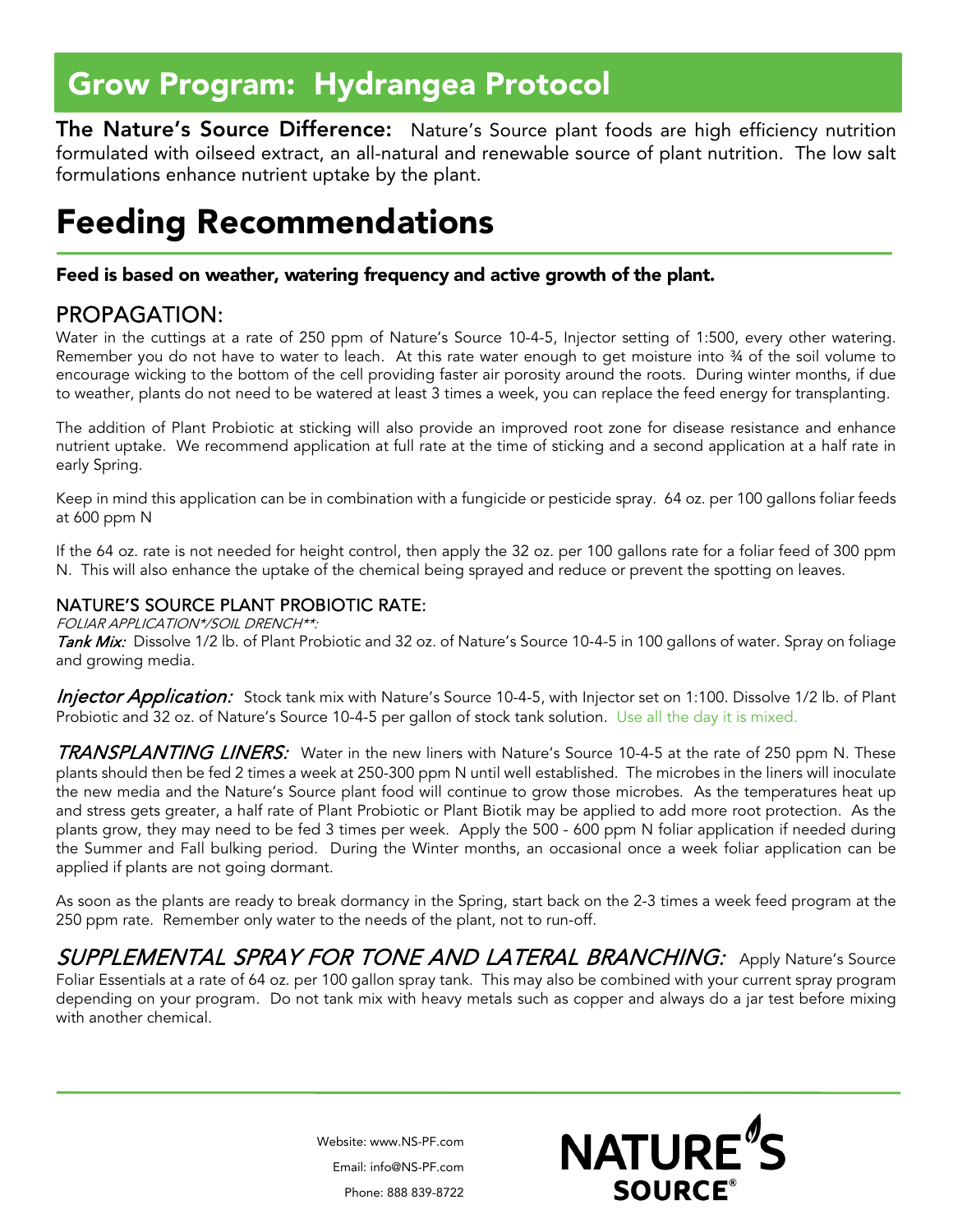# Grow Program: Hydrangea Protocol

**The Nature's Source Difference:** Nature's Source plant foods are high efficiency nutrition formulated with oilseed extract, an all-natural and renewable source of plant nutrition. The low salt formulations enhance nutrient uptake by the plant.

# Feeding Recommendations

**Feed is based on weather, watering frequency and active growth of the plant.**

## PROPAGATION:

Water in the cuttings at a rate of 250 ppm of Nature's Source 10-4-5, Injector setting of 1:500, every other watering. Remember you do not have to water to leach. At this rate water enough to get moisture into ¾ of the soil volume to encourage wicking to the bottom of the cell providing faster air porosity around the roots. During winter months, if due to weather, plants do not need to be watered at least 3 times a week, you can replace the feed energy for transplanting.

The addition of Plant Probiotic at sticking will also provide an improved root zone for disease resistance and enhance nutrient uptake. We recommend application at full rate at the time of sticking and a second application at a half rate in early Spring.

Keep in mind this application can be in combination with a fungicide or pesticide spray. 64 oz. per 100 gallons foliar feeds at 600 ppm N

If the 64 oz. rate is not needed for height control, then apply the 32 oz. per 100 gallons rate for a foliar feed of 300 ppm N. This will also enhance the uptake of the chemical being sprayed and reduce or prevent the spotting on leaves.

### NATURE'S SOURCE PLANT PROBIOTIC RATE:

*FOLIAR APPLICATION*/SOIL DRENCH**:*

***Tank Mix:*** Dissolve 1/2 lb. of Plant Probiotic and 32 oz. of Nature's Source 10-4-5 in 100 gallons of water. Spray on foliage and growing media.

***Injector Application:*** Stock tank mix with Nature's Source 10-4-5, with Injector set on 1:100. Dissolve 1/2 lb. of Plant Probiotic and 32 oz. of Nature's Source 10-4-5 per gallon of stock tank solution. Use all the day it is mixed.

***TRANSPLANTING LINERS:*** Water in the new liners with Nature's Source 10-4-5 at the rate of 250 ppm N. These plants should then be fed 2 times a week at 250-300 ppm N until well established. The microbes in the liners will inoculate the new media and the Nature's Source plant food will continue to grow those microbes. As the temperatures heat up and stress gets greater, a half rate of Plant Probiotic or Plant Biotik may be applied to add more root protection. As the plants grow, they may need to be fed 3 times per week. Apply the 500 - 600 ppm N foliar application if needed during the Summer and Fall bulking period. During the Winter months, an occasional once a week foliar application can be applied if plants are not going dormant.

As soon as the plants are ready to break dormancy in the Spring, start back on the 2-3 times a week feed program at the 250 ppm rate. Remember only water to the needs of the plant, not to run-off.

***SUPPLEMENTAL SPRAY FOR TONE AND LATERAL BRANCHING:*** Apply Nature's Source Foliar Essentials at a rate of 64 oz. per 100 gallon spray tank. This may also be combined with your current spray program depending on your program. Do not tank mix with heavy metals such as copper and always do a jar test before mixing with another chemical.

Website: www.NS-PF.com
Email: info@NS-PF.com
Phone: 888 839-8722

NATURE'S SOURCE®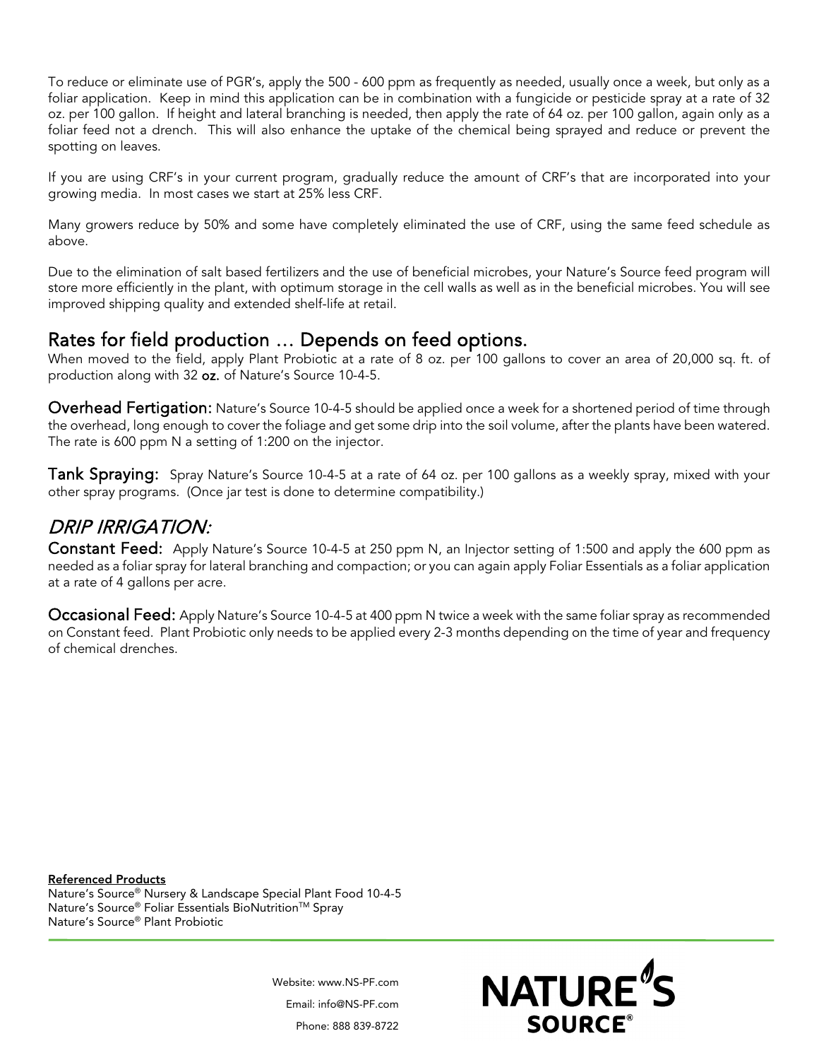To reduce or eliminate use of PGR's, apply the 500 - 600 ppm as frequently as needed, usually once a week, but only as a foliar application. Keep in mind this application can be in combination with a fungicide or pesticide spray at a rate of 32 oz. per 100 gallon. If height and lateral branching is needed, then apply the rate of 64 oz. per 100 gallon, again only as a foliar feed not a drench. This will also enhance the uptake of the chemical being sprayed and reduce or prevent the spotting on leaves.

If you are using CRF's in your current program, gradually reduce the amount of CRF's that are incorporated into your growing media. In most cases we start at 25% less CRF.

Many growers reduce by 50% and some have completely eliminated the use of CRF, using the same feed schedule as above.

Due to the elimination of salt based fertilizers and the use of beneficial microbes, your Nature's Source feed program will store more efficiently in the plant, with optimum storage in the cell walls as well as in the beneficial microbes. You will see improved shipping quality and extended shelf-life at retail.

## Rates for field production … Depends on feed options.

When moved to the field, apply Plant Probiotic at a rate of 8 oz. per 100 gallons to cover an area of 20,000 sq. ft. of production along with 32 **oz.** of Nature's Source 10-4-5.

**Overhead Fertigation:** Nature's Source 10-4-5 should be applied once a week for a shortened period of time through the overhead, long enough to cover the foliage and get some drip into the soil volume, after the plants have been watered. The rate is 600 ppm N a setting of 1:200 on the injector.

**Tank Spraying:** Spray Nature's Source 10-4-5 at a rate of 64 oz. per 100 gallons as a weekly spray, mixed with your other spray programs. (Once jar test is done to determine compatibility.)

## *DRIP IRRIGATION:*

**Constant Feed:** Apply Nature's Source 10-4-5 at 250 ppm N, an Injector setting of 1:500 and apply the 600 ppm as needed as a foliar spray for lateral branching and compaction; or you can again apply Foliar Essentials as a foliar application at a rate of 4 gallons per acre.

**Occasional Feed:** Apply Nature's Source 10-4-5 at 400 ppm N twice a week with the same foliar spray as recommended on Constant feed. Plant Probiotic only needs to be applied every 2-3 months depending on the time of year and frequency of chemical drenches.

**Referenced Products**

Nature's Source® Nursery & Landscape Special Plant Food 10-4-5
Nature's Source® Foliar Essentials BioNutrition™ Spray
Nature's Source® Plant Probiotic

Website: www.NS-PF.com
Email: info@NS-PF.com
Phone: 888 839-8722

NATURE'S SOURCE®